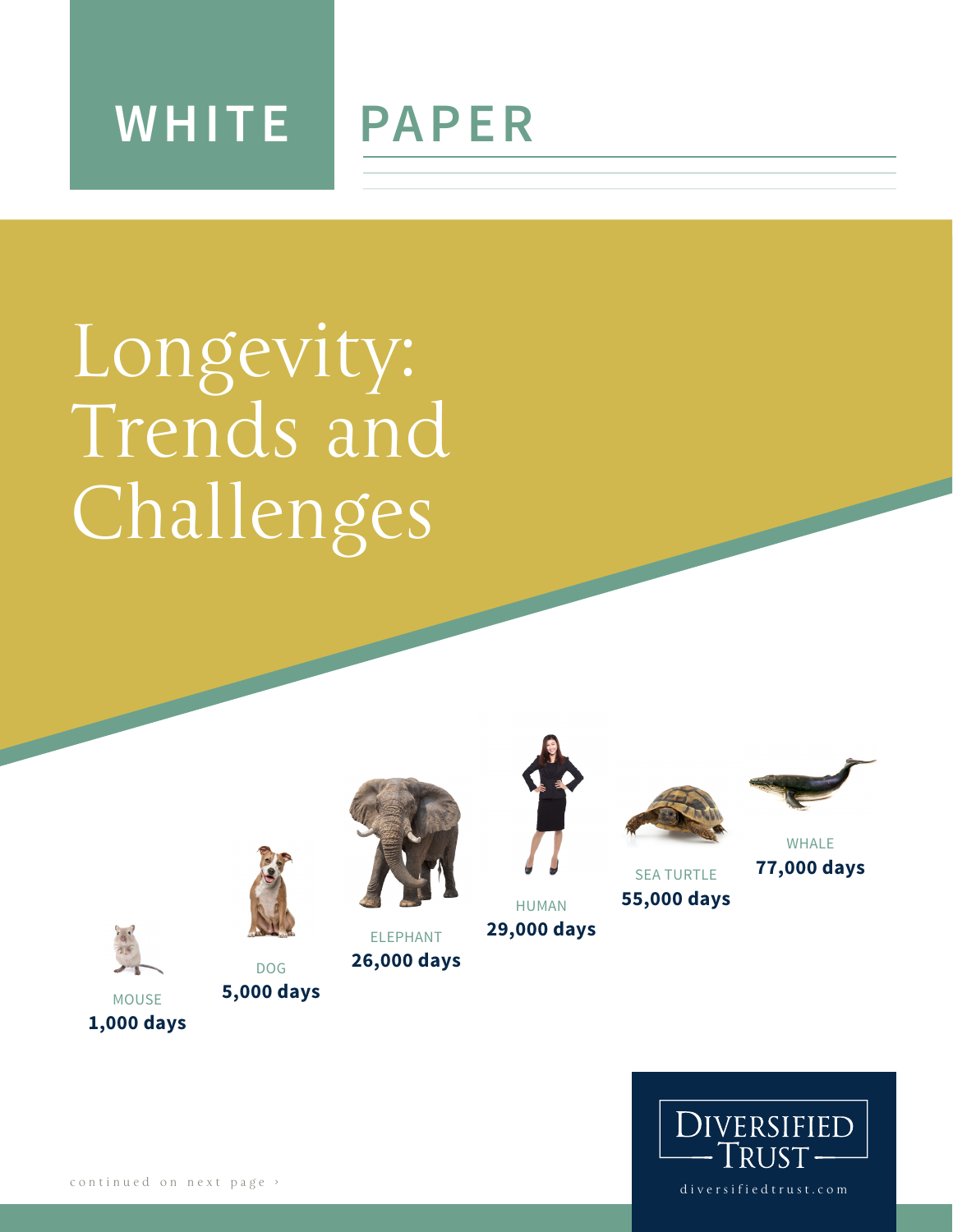WHITE PAPER

# Longevity: Trends and Challenges

MOUSE
**1,000 days**

DOG
**5,000 days**

ELEPHANT
**26,000 days**

HUMAN
**29,000 days**

SEA TURTLE
**55,000 days**

WHALE
**77,000 days**

DIVERSIFIED TRUST

diversifiedtrust.com

continued on next page ›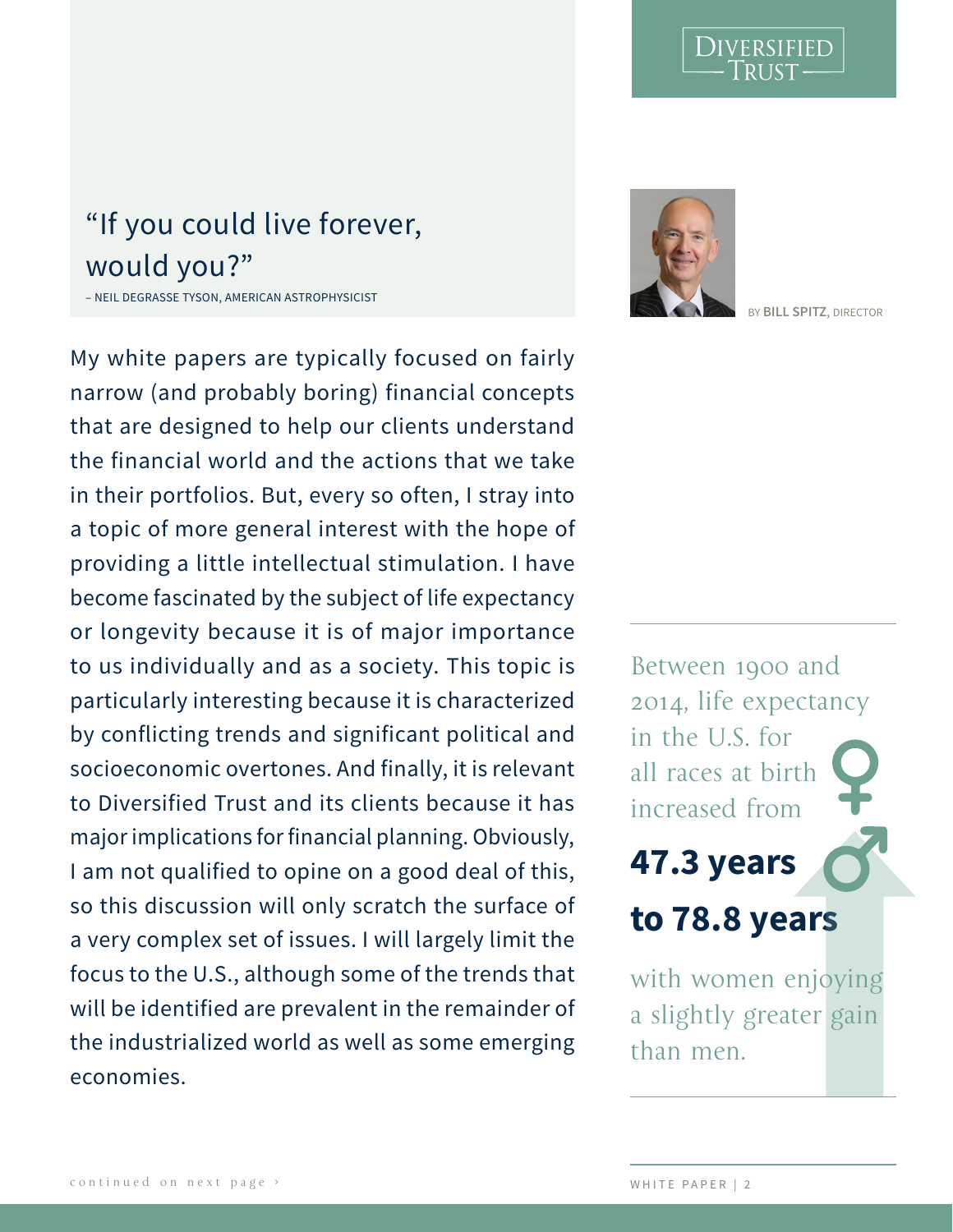> "If you could live forever, would you?"
>
> – NEIL DEGRASSE TYSON, AMERICAN ASTROPHYSICIST

BY **BILL SPITZ**, DIRECTOR

My white papers are typically focused on fairly narrow (and probably boring) financial concepts that are designed to help our clients understand the financial world and the actions that we take in their portfolios. But, every so often, I stray into a topic of more general interest with the hope of providing a little intellectual stimulation. I have become fascinated by the subject of life expectancy or longevity because it is of major importance to us individually and as a society. This topic is particularly interesting because it is characterized by conflicting trends and significant political and socioeconomic overtones. And finally, it is relevant to Diversified Trust and its clients because it has major implications for financial planning. Obviously, I am not qualified to opine on a good deal of this, so this discussion will only scratch the surface of a very complex set of issues. I will largely limit the focus to the U.S., although some of the trends that will be identified are prevalent in the remainder of the industrialized world as well as some emerging economies.

Between 1900 and 2014, life expectancy in the U.S. for all races at birth increased from

**47.3 years to 78.8 years**

with women enjoying a slightly greater gain than men.

continued on next page ›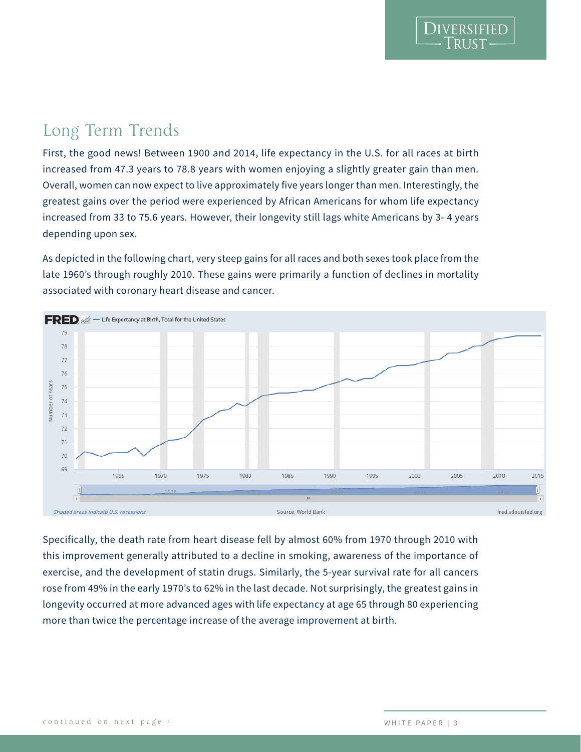## Long Term Trends

First, the good news! Between 1900 and 2014, life expectancy in the U.S. for all races at birth increased from 47.3 years to 78.8 years with women enjoying a slightly greater gain than men. Overall, women can now expect to live approximately five years longer than men. Interestingly, the greatest gains over the period were experienced by African Americans for whom life expectancy increased from 33 to 75.6 years. However, their longevity still lags white Americans by 3- 4 years depending upon sex.

As depicted in the following chart, very steep gains for all races and both sexes took place from the late 1960's through roughly 2010. These gains were primarily a function of declines in mortality associated with coronary heart disease and cancer.

FRED — Life Expectancy at Birth, Total for the United States

Number of Years

79
78
77
76
75
74
73
72
71
70
69

1965 1970 1975 1980 1985 1990 1995 2000 2005 2010 2015

Shaded areas indicate U.S. recessions

Source: World Bank

fred.stlouisfed.org

Specifically, the death rate from heart disease fell by almost 60% from 1970 through 2010 with this improvement generally attributed to a decline in smoking, awareness of the importance of exercise, and the development of statin drugs. Similarly, the 5-year survival rate for all cancers rose from 49% in the early 1970's to 62% in the last decade. Not surprisingly, the greatest gains in longevity occurred at more advanced ages with life expectancy at age 65 through 80 experiencing more than twice the percentage increase of the average improvement at birth.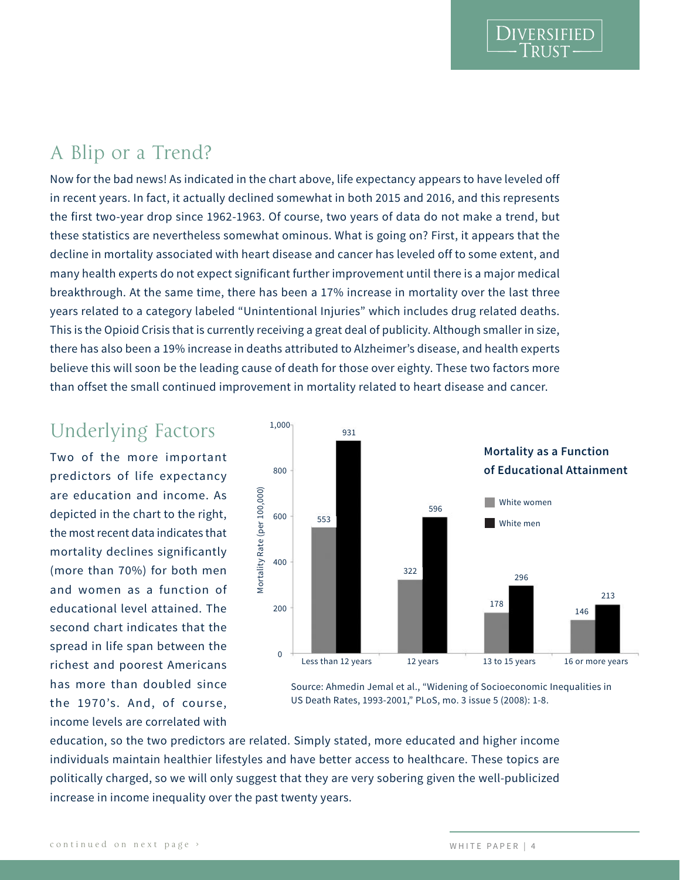## A Blip or a Trend?

Now for the bad news! As indicated in the chart above, life expectancy appears to have leveled off in recent years. In fact, it actually declined somewhat in both 2015 and 2016, and this represents the first two-year drop since 1962-1963. Of course, two years of data do not make a trend, but these statistics are nevertheless somewhat ominous. What is going on? First, it appears that the decline in mortality associated with heart disease and cancer has leveled off to some extent, and many health experts do not expect significant further improvement until there is a major medical breakthrough. At the same time, there has been a 17% increase in mortality over the last three years related to a category labeled "Unintentional Injuries" which includes drug related deaths. This is the Opioid Crisis that is currently receiving a great deal of publicity. Although smaller in size, there has also been a 19% increase in deaths attributed to Alzheimer's disease, and health experts believe this will soon be the leading cause of death for those over eighty. These two factors more than offset the small continued improvement in mortality related to heart disease and cancer.

## Underlying Factors

Two of the more important predictors of life expectancy are education and income. As depicted in the chart to the right, the most recent data indicates that mortality declines significantly (more than 70%) for both men and women as a function of educational level attained. The second chart indicates that the spread in life span between the richest and poorest Americans has more than doubled since the 1970's. And, of course, income levels are correlated with education, so the two predictors are related. Simply stated, more educated and higher income individuals maintain healthier lifestyles and have better access to healthcare. These topics are politically charged, so we will only suggest that they are very sobering given the well-publicized increase in income inequality over the past twenty years.

**Mortality as a Function of Educational Attainment**

Mortality Rate (per 100,000)

| Education | White women | White men |
|---|---|---|
| Less than 12 years | 553 | 931 |
| 12 years | 322 | 596 |
| 13 to 15 years | 178 | 296 |
| 16 or more years | 146 | 213 |

Source: Ahmedin Jemal et al., "Widening of Socioeconomic Inequalities in US Death Rates, 1993-2001," PLoS, mo. 3 issue 5 (2008): 1-8.

continued on next page ›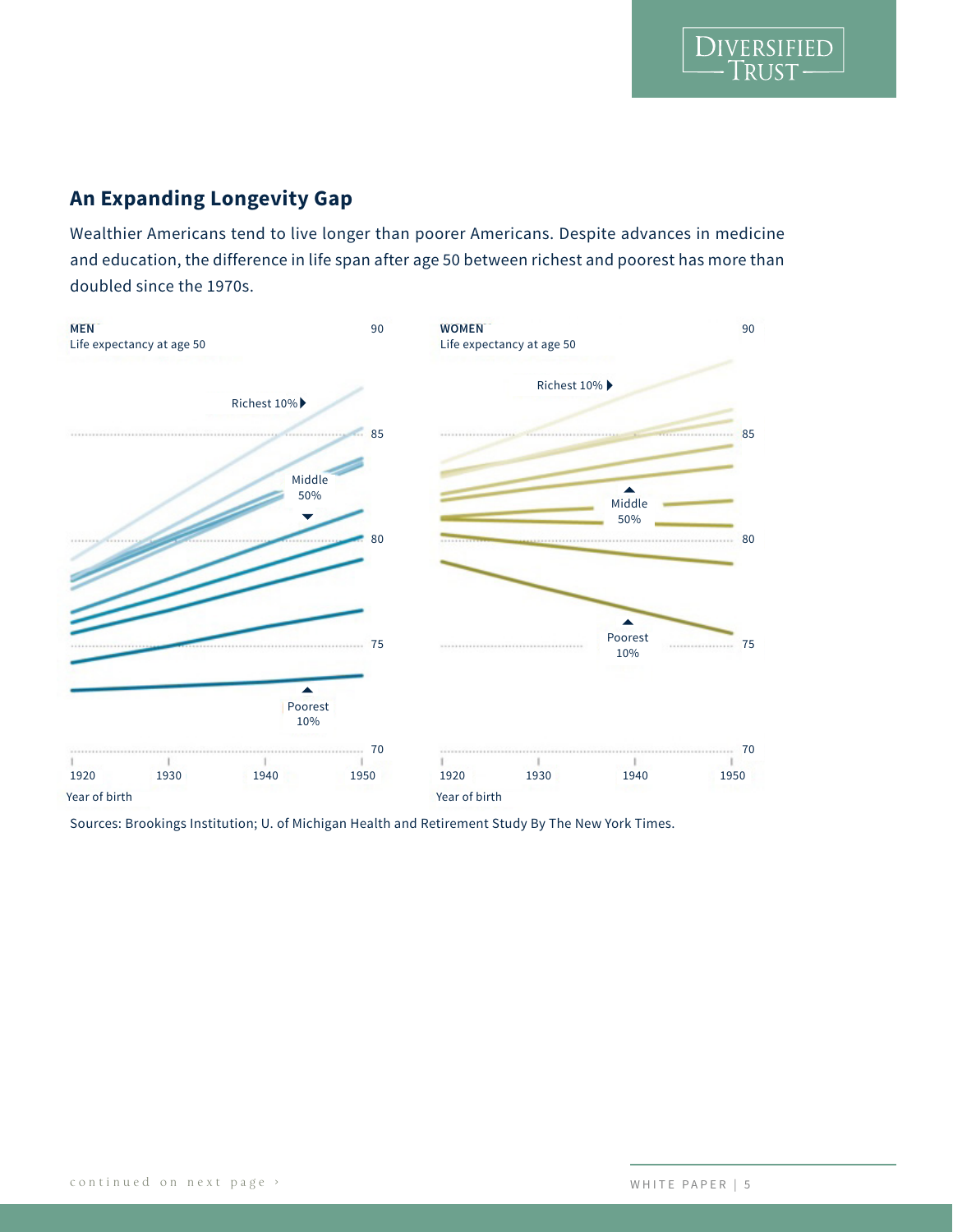## An Expanding Longevity Gap

Wealthier Americans tend to live longer than poorer Americans. Despite advances in medicine and education, the difference in life span after age 50 between richest and poorest has more than doubled since the 1970s.

MEN
Life expectancy at age 50
90
Richest 10%
85
Middle 50%
80
75
Poorest 10%
70
1920 1930 1940 1950
Year of birth

WOMEN
Life expectancy at age 50
90
Richest 10%
85
Middle 50%
80
Poorest 10%
75
70
1920 1930 1940 1950
Year of birth

Sources: Brookings Institution; U. of Michigan Health and Retirement Study By The New York Times.

continued on next page ›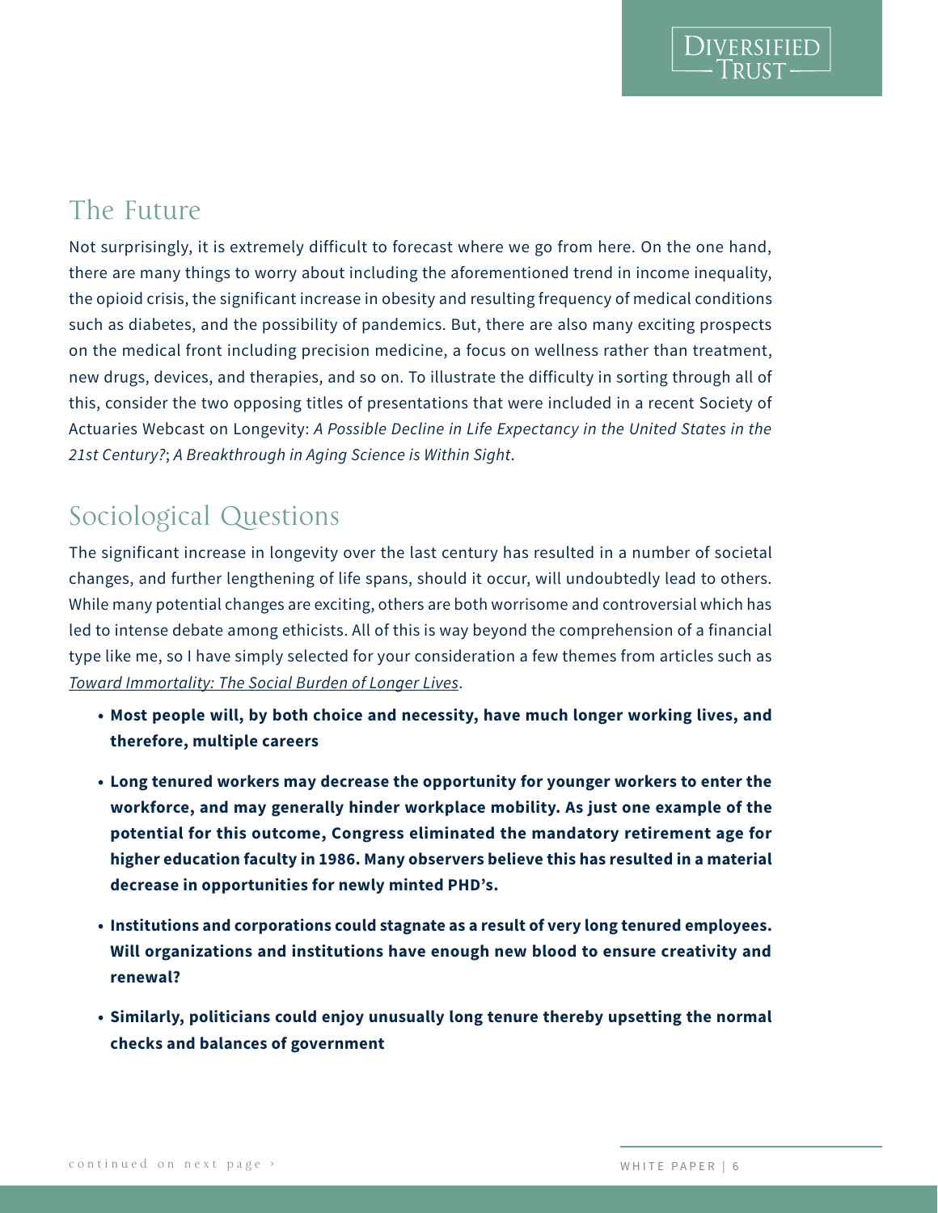## The Future

Not surprisingly, it is extremely difficult to forecast where we go from here. On the one hand, there are many things to worry about including the aforementioned trend in income inequality, the opioid crisis, the significant increase in obesity and resulting frequency of medical conditions such as diabetes, and the possibility of pandemics. But, there are also many exciting prospects on the medical front including precision medicine, a focus on wellness rather than treatment, new drugs, devices, and therapies, and so on. To illustrate the difficulty in sorting through all of this, consider the two opposing titles of presentations that were included in a recent Society of Actuaries Webcast on Longevity: *A Possible Decline in Life Expectancy in the United States in the 21st Century?*; *A Breakthrough in Aging Science is Within Sight*.

## Sociological Questions

The significant increase in longevity over the last century has resulted in a number of societal changes, and further lengthening of life spans, should it occur, will undoubtedly lead to others. While many potential changes are exciting, others are both worrisome and controversial which has led to intense debate among ethicists. All of this is way beyond the comprehension of a financial type like me, so I have simply selected for your consideration a few themes from articles such as Toward Immortality: The Social Burden of Longer Lives.

- **Most people will, by both choice and necessity, have much longer working lives, and therefore, multiple careers**
- **Long tenured workers may decrease the opportunity for younger workers to enter the workforce, and may generally hinder workplace mobility. As just one example of the potential for this outcome, Congress eliminated the mandatory retirement age for higher education faculty in 1986. Many observers believe this has resulted in a material decrease in opportunities for newly minted PHD's.**
- **Institutions and corporations could stagnate as a result of very long tenured employees. Will organizations and institutions have enough new blood to ensure creativity and renewal?**
- **Similarly, politicians could enjoy unusually long tenure thereby upsetting the normal checks and balances of government**

continued on next page ›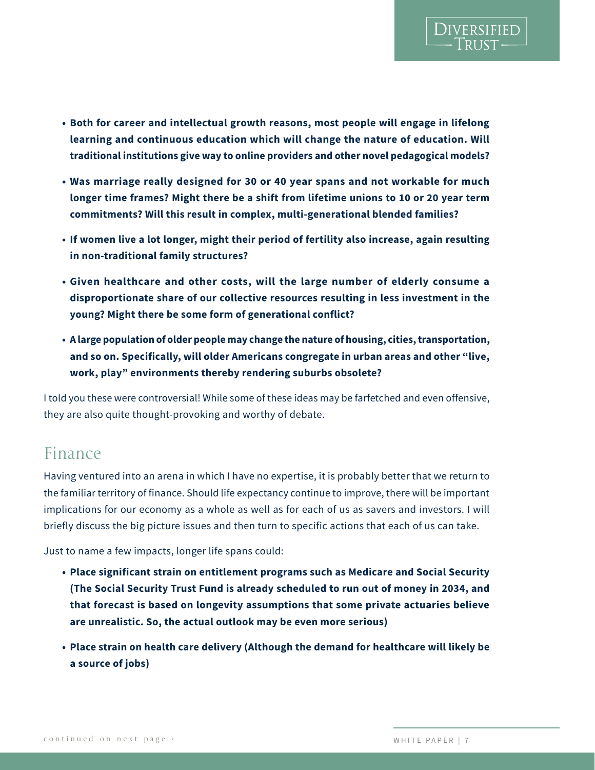- **Both for career and intellectual growth reasons, most people will engage in lifelong learning and continuous education which will change the nature of education. Will traditional institutions give way to online providers and other novel pedagogical models?**
- **Was marriage really designed for 30 or 40 year spans and not workable for much longer time frames? Might there be a shift from lifetime unions to 10 or 20 year term commitments? Will this result in complex, multi-generational blended families?**
- **If women live a lot longer, might their period of fertility also increase, again resulting in non-traditional family structures?**
- **Given healthcare and other costs, will the large number of elderly consume a disproportionate share of our collective resources resulting in less investment in the young? Might there be some form of generational conflict?**
- **A large population of older people may change the nature of housing, cities, transportation, and so on. Specifically, will older Americans congregate in urban areas and other "live, work, play" environments thereby rendering suburbs obsolete?**

I told you these were controversial! While some of these ideas may be farfetched and even offensive, they are also quite thought-provoking and worthy of debate.

## Finance

Having ventured into an arena in which I have no expertise, it is probably better that we return to the familiar territory of finance. Should life expectancy continue to improve, there will be important implications for our economy as a whole as well as for each of us as savers and investors. I will briefly discuss the big picture issues and then turn to specific actions that each of us can take.

Just to name a few impacts, longer life spans could:

- **Place significant strain on entitlement programs such as Medicare and Social Security (The Social Security Trust Fund is already scheduled to run out of money in 2034, and that forecast is based on longevity assumptions that some private actuaries believe are unrealistic. So, the actual outlook may be even more serious)**
- **Place strain on health care delivery (Although the demand for healthcare will likely be a source of jobs)**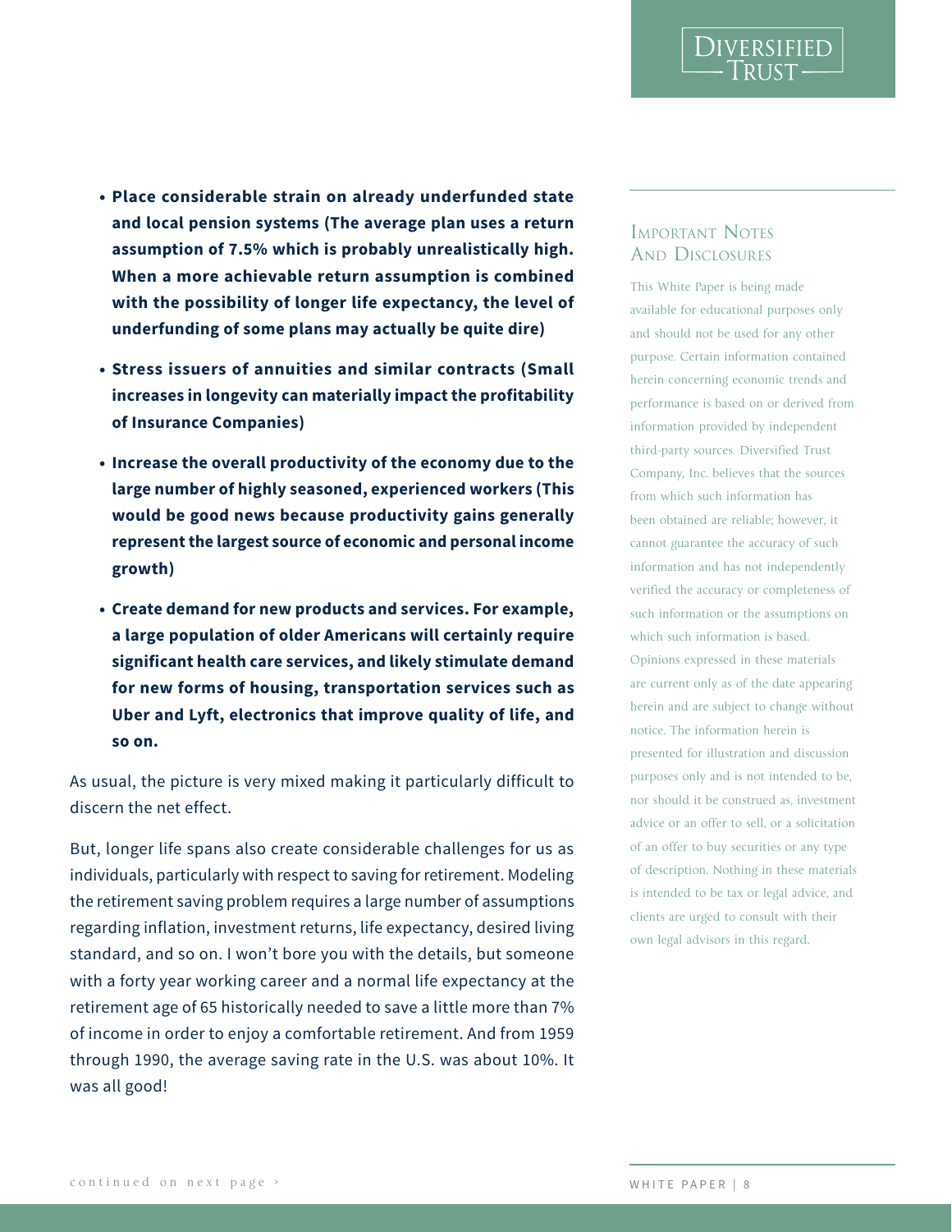- **Place considerable strain on already underfunded state and local pension systems (The average plan uses a return assumption of 7.5% which is probably unrealistically high. When a more achievable return assumption is combined with the possibility of longer life expectancy, the level of underfunding of some plans may actually be quite dire)**
- **Stress issuers of annuities and similar contracts (Small increases in longevity can materially impact the profitability of Insurance Companies)**
- **Increase the overall productivity of the economy due to the large number of highly seasoned, experienced workers (This would be good news because productivity gains generally represent the largest source of economic and personal income growth)**
- **Create demand for new products and services. For example, a large population of older Americans will certainly require significant health care services, and likely stimulate demand for new forms of housing, transportation services such as Uber and Lyft, electronics that improve quality of life, and so on.**

As usual, the picture is very mixed making it particularly difficult to discern the net effect.

But, longer life spans also create considerable challenges for us as individuals, particularly with respect to saving for retirement. Modeling the retirement saving problem requires a large number of assumptions regarding inflation, investment returns, life expectancy, desired living standard, and so on. I won't bore you with the details, but someone with a forty year working career and a normal life expectancy at the retirement age of 65 historically needed to save a little more than 7% of income in order to enjoy a comfortable retirement. And from 1959 through 1990, the average saving rate in the U.S. was about 10%. It was all good!

continued on next page ›

## Important Notes And Disclosures

This White Paper is being made available for educational purposes only and should not be used for any other purpose. Certain information contained herein concerning economic trends and performance is based on or derived from information provided by independent third-party sources. Diversified Trust Company, Inc. believes that the sources from which such information has been obtained are reliable; however, it cannot guarantee the accuracy of such information and has not independently verified the accuracy or completeness of such information or the assumptions on which such information is based. Opinions expressed in these materials are current only as of the date appearing herein and are subject to change without notice. The information herein is presented for illustration and discussion purposes only and is not intended to be, nor should it be construed as, investment advice or an offer to sell, or a solicitation of an offer to buy securities or any type of description. Nothing in these materials is intended to be tax or legal advice, and clients are urged to consult with their own legal advisors in this regard.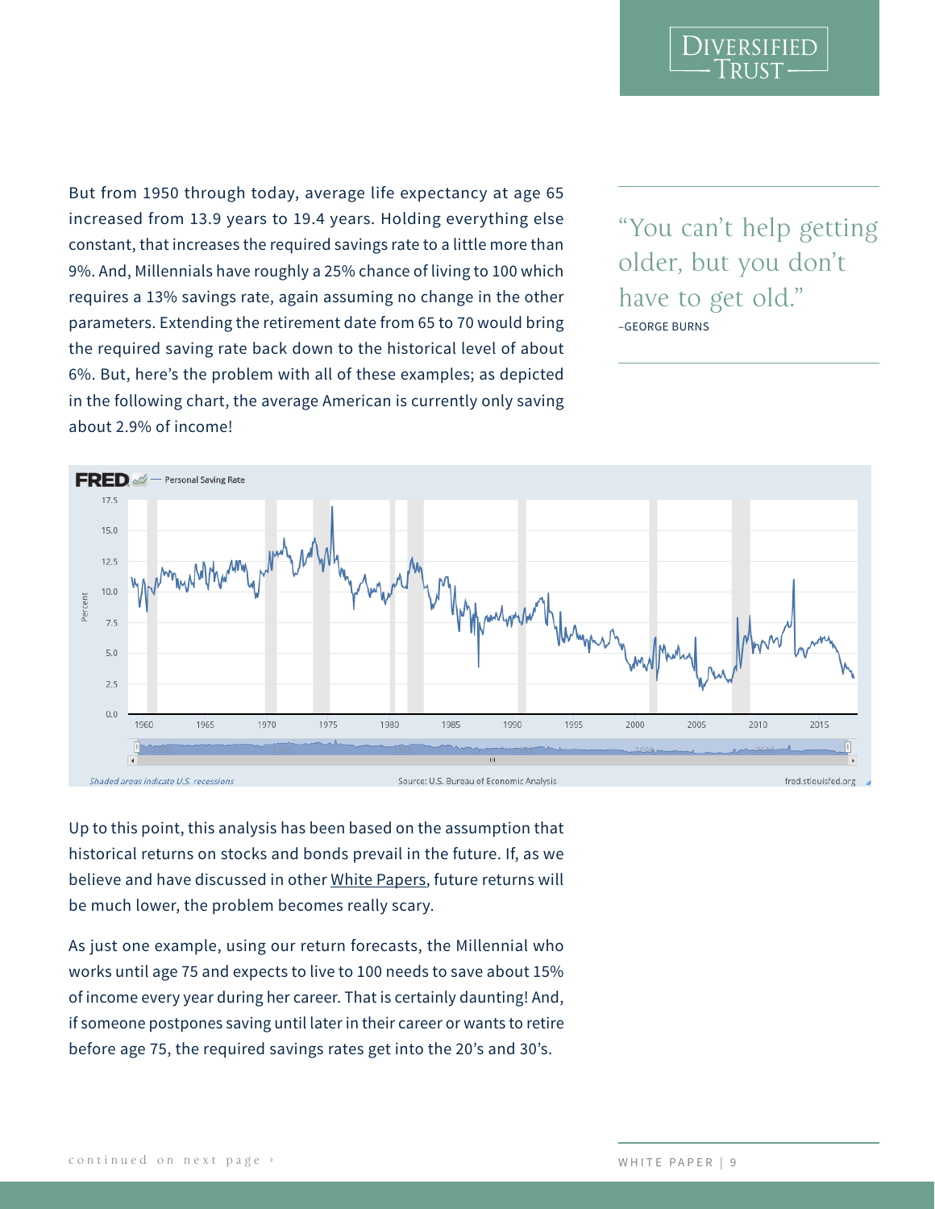But from 1950 through today, average life expectancy at age 65 increased from 13.9 years to 19.4 years. Holding everything else constant, that increases the required savings rate to a little more than 9%. And, Millennials have roughly a 25% chance of living to 100 which requires a 13% savings rate, again assuming no change in the other parameters. Extending the retirement date from 65 to 70 would bring the required saving rate back down to the historical level of about 6%. But, here's the problem with all of these examples; as depicted in the following chart, the average American is currently only saving about 2.9% of income!

> "You can't help getting older, but you don't have to get old."
>
> –GEORGE BURNS

FRED — Personal Saving Rate

Percent

17.5
15.0
12.5
10.0
7.5
5.0
2.5
0.0

1960 1965 1970 1975 1980 1985 1990 1995 2000 2005 2010 2015

Shaded areas indicate U.S. recessions

Source: U.S. Bureau of Economic Analysis

fred.stlouisfed.org

Up to this point, this analysis has been based on the assumption that historical returns on stocks and bonds prevail in the future. If, as we believe and have discussed in other White Papers, future returns will be much lower, the problem becomes really scary.

As just one example, using our return forecasts, the Millennial who works until age 75 and expects to live to 100 needs to save about 15% of income every year during her career. That is certainly daunting! And, if someone postpones saving until later in their career or wants to retire before age 75, the required savings rates get into the 20's and 30's.

continued on next page ›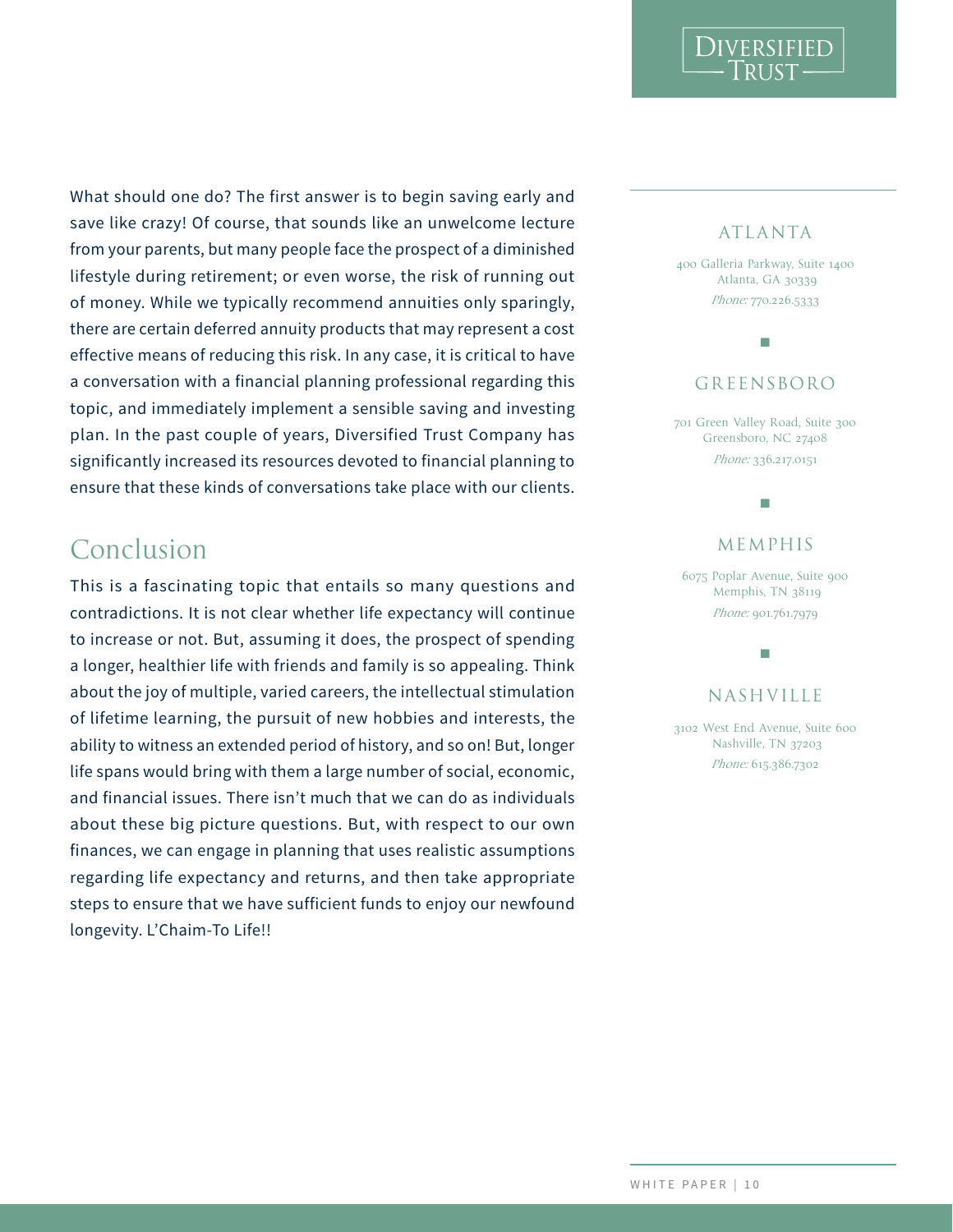What should one do? The first answer is to begin saving early and save like crazy! Of course, that sounds like an unwelcome lecture from your parents, but many people face the prospect of a diminished lifestyle during retirement; or even worse, the risk of running out of money. While we typically recommend annuities only sparingly, there are certain deferred annuity products that may represent a cost effective means of reducing this risk. In any case, it is critical to have a conversation with a financial planning professional regarding this topic, and immediately implement a sensible saving and investing plan. In the past couple of years, Diversified Trust Company has significantly increased its resources devoted to financial planning to ensure that these kinds of conversations take place with our clients.

## Conclusion

This is a fascinating topic that entails so many questions and contradictions. It is not clear whether life expectancy will continue to increase or not. But, assuming it does, the prospect of spending a longer, healthier life with friends and family is so appealing. Think about the joy of multiple, varied careers, the intellectual stimulation of lifetime learning, the pursuit of new hobbies and interests, the ability to witness an extended period of history, and so on! But, longer life spans would bring with them a large number of social, economic, and financial issues. There isn't much that we can do as individuals about these big picture questions. But, with respect to our own finances, we can engage in planning that uses realistic assumptions regarding life expectancy and returns, and then take appropriate steps to ensure that we have sufficient funds to enjoy our newfound longevity. L'Chaim-To Life!!

### ATLANTA

400 Galleria Parkway, Suite 1400
Atlanta, GA 30339
*Phone:* 770.226.5333

### GREENSBORO

701 Green Valley Road, Suite 300
Greensboro, NC 27408
*Phone:* 336.217.0151

### MEMPHIS

6075 Poplar Avenue, Suite 900
Memphis, TN 38119
*Phone:* 901.761.7979

### NASHVILLE

3102 West End Avenue, Suite 600
Nashville, TN 37203
*Phone:* 615.386.7302